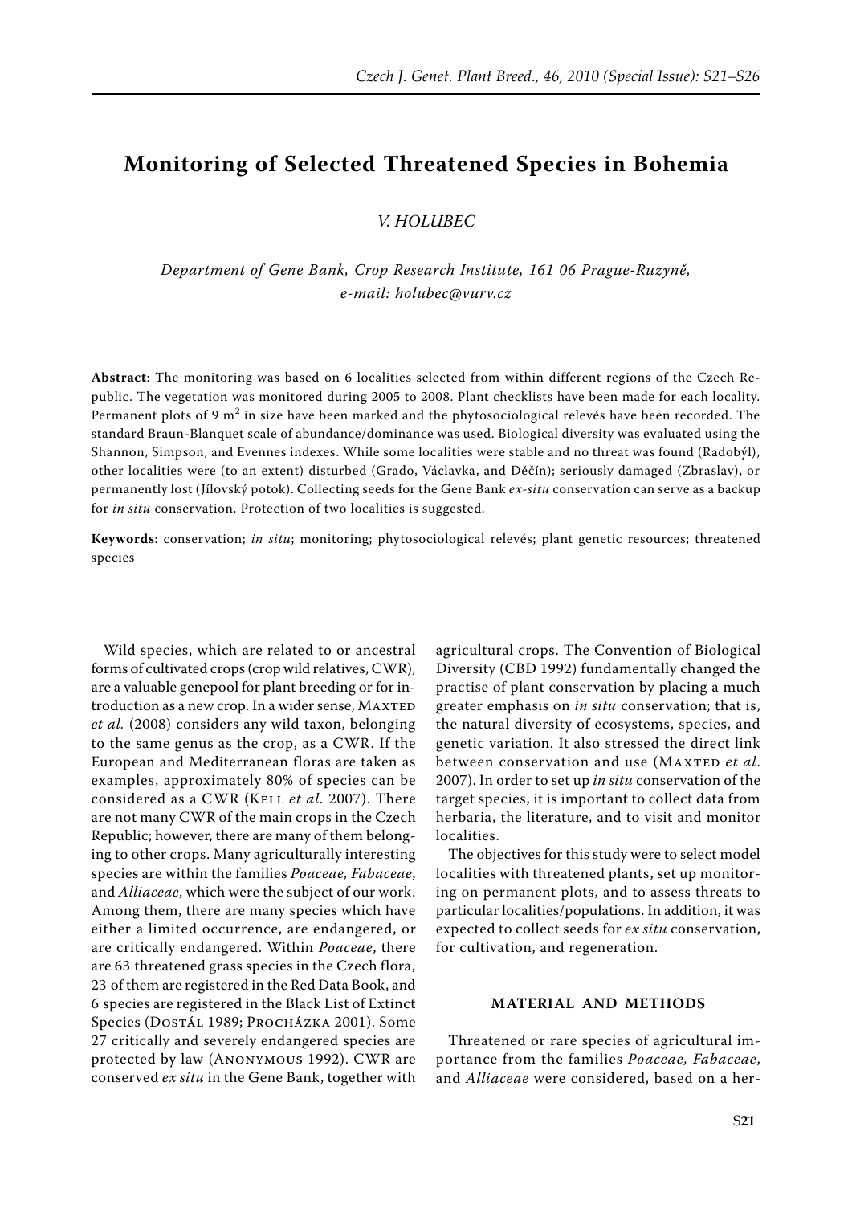# Monitoring of Selected Threatened Species in Bohemia

*V. HOLUBEC*

*Department of Gene Bank, Crop Research Institute, 161 06 Prague-Ruzyně, e-mail: holubec@vurv.cz*

**Abstract**: The monitoring was based on 6 localities selected from within different regions of the Czech Republic. The vegetation was monitored during 2005 to 2008. Plant checklists have been made for each locality. Permanent plots of 9 m$^2$ in size have been marked and the phytosociological relevés have been recorded. The standard Braun-Blanquet scale of abundance/dominance was used. Biological diversity was evaluated using the Shannon, Simpson, and Evennes indexes. While some localities were stable and no threat was found (Radobýl), other localities were (to an extent) disturbed (Grado, Václavka, and Děčín); seriously damaged (Zbraslav), or permanently lost (Jílovský potok). Collecting seeds for the Gene Bank *ex-situ* conservation can serve as a backup for *in situ* conservation. Protection of two localities is suggested.

**Keywords**: conservation; *in situ*; monitoring; phytosociological relevés; plant genetic resources; threatened species

Wild species, which are related to or ancestral forms of cultivated crops (crop wild relatives, CWR), are a valuable genepool for plant breeding or for introduction as a new crop. In a wider sense, Maxted *et al.* (2008) considers any wild taxon, belonging to the same genus as the crop, as a CWR. If the European and Mediterranean floras are taken as examples, approximately 80% of species can be considered as a CWR (Kell *et al.* 2007). There are not many CWR of the main crops in the Czech Republic; however, there are many of them belonging to other crops. Many agriculturally interesting species are within the families *Poaceae, Fabaceae*, and *Alliaceae*, which were the subject of our work. Among them, there are many species which have either a limited occurrence, are endangered, or are critically endangered. Within *Poaceae*, there are 63 threatened grass species in the Czech flora, 23 of them are registered in the Red Data Book, and 6 species are registered in the Black List of Extinct Species (Dostál 1989; Procházka 2001). Some 27 critically and severely endangered species are protected by law (Anonymous 1992). CWR are conserved *ex situ* in the Gene Bank, together with agricultural crops. The Convention of Biological Diversity (CBD 1992) fundamentally changed the practise of plant conservation by placing a much greater emphasis on *in situ* conservation; that is, the natural diversity of ecosystems, species, and genetic variation. It also stressed the direct link between conservation and use (Maxted *et al*. 2007). In order to set up *in situ* conservation of the target species, it is important to collect data from herbaria, the literature, and to visit and monitor localities.

The objectives for this study were to select model localities with threatened plants, set up monitoring on permanent plots, and to assess threats to particular localities/populations. In addition, it was expected to collect seeds for *ex situ* conservation, for cultivation, and regeneration.

## MATERIAL AND METHODS

Threatened or rare species of agricultural importance from the families *Poaceae, Fabaceae*, and *Alliaceae* were considered, based on a her-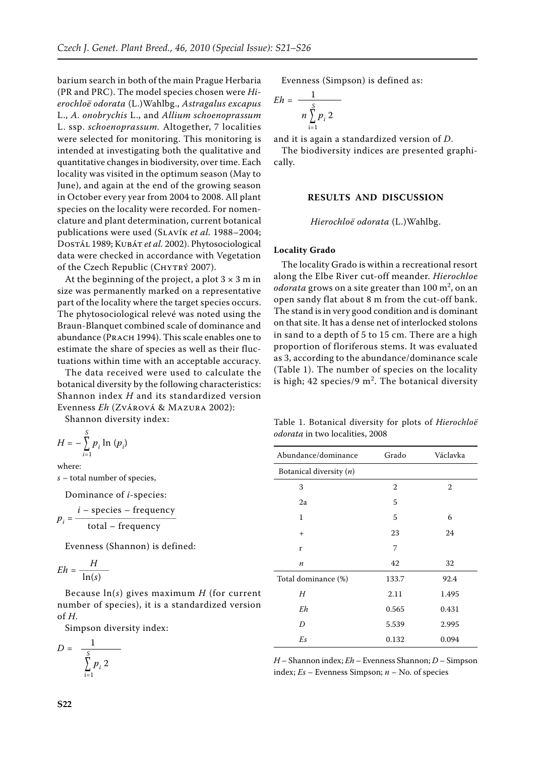barium search in both of the main Prague Herbaria (PR and PRC). The model species chosen were *Hierochloë odorata* (L.)Wahlbg., *Astragalus excapus* L., *A. onobrychis* L., and *Allium schoenoprassum* L. ssp. *schoenoprassum.* Altogether, 7 localities were selected for monitoring. This monitoring is intended at investigating both the qualitative and quantitative changes in biodiversity, over time. Each locality was visited in the optimum season (May to June), and again at the end of the growing season in October every year from 2004 to 2008. All plant species on the locality were recorded. For nomenclature and plant determination, current botanical publications were used (Slavík *et al.* 1988–2004; Dostál 1989; Kubát *et al.* 2002). Phytosociological data were checked in accordance with Vegetation of the Czech Republic (Chytrý 2007).

At the beginning of the project, a plot 3 × 3 m in size was permanently marked on a representative part of the locality where the target species occurs. The phytosociological relevé was noted using the Braun-Blanquet combined scale of dominance and abundance (Prach 1994). This scale enables one to estimate the share of species as well as their fluctuations within time with an acceptable accuracy.

The data received were used to calculate the botanical diversity by the following characteristics: Shannon index $H$ and its standardized version Evenness $Eh$ (Zvárová & Mazura 2002):

Shannon diversity index:

$$H = -\sum_{i=1}^{S} p_i \ln (p_i)$$

where:

$s$ – total number of species,

Dominance of $i$-species:

$$p_i = \frac{i - \text{species} - \text{frequency}}{\text{total} - \text{frequency}}$$

Evenness (Shannon) is defined:

$$Eh = \frac{H}{\ln(s)}$$

Because $\ln(s)$ gives maximum $H$ (for current number of species), it is a standardized version of $H$.

Simpson diversity index:

$$D = \frac{1}{\sum_{i=1}^{S} p_i 2}$$

Evenness (Simpson) is defined as:

$$Eh = \frac{1}{n \sum_{i=1}^{S} p_i 2}$$

and it is again a standardized version of $D$.

The biodiversity indices are presented graphically.

## RESULTS AND DISCUSSION

*Hierochloë odorata* (L.)Wahlbg.

### Locality Grado

The locality Grado is within a recreational resort along the Elbe River cut-off meander. *Hierochloe odorata* grows on a site greater than 100 m$^2$, on an open sandy flat about 8 m from the cut-off bank. The stand is in very good condition and is dominant on that site. It has a dense net of interlocked stolons in sand to a depth of 5 to 15 cm. There are a high proportion of floriferous stems. It was evaluated as 3, according to the abundance/dominance scale (Table 1). The number of species on the locality is high; 42 species/9 m$^2$. The botanical diversity

Table 1. Botanical diversity for plots of *Hierochloë odorata* in two localities, 2008

| Abundance/dominance | Grado | Václavka |
|---|---|---|
| Botanical diversity ($n$) | | |
| 3 | 2 | 2 |
| 2a | 5 | |
| 1 | 5 | 6 |
| + | 23 | 24 |
| r | 7 | |
| $n$ | 42 | 32 |
| Total dominance (%) | 133.7 | 92.4 |
| $H$ | 2.11 | 1.495 |
| $Eh$ | 0.565 | 0.431 |
| $D$ | 5.539 | 2.995 |
| $Es$ | 0.132 | 0.094 |

$H$ – Shannon index; $Eh$ – Evenness Shannon; $D$ – Simpson index; $Es$ – Evenness Simpson; $n$ – No. of species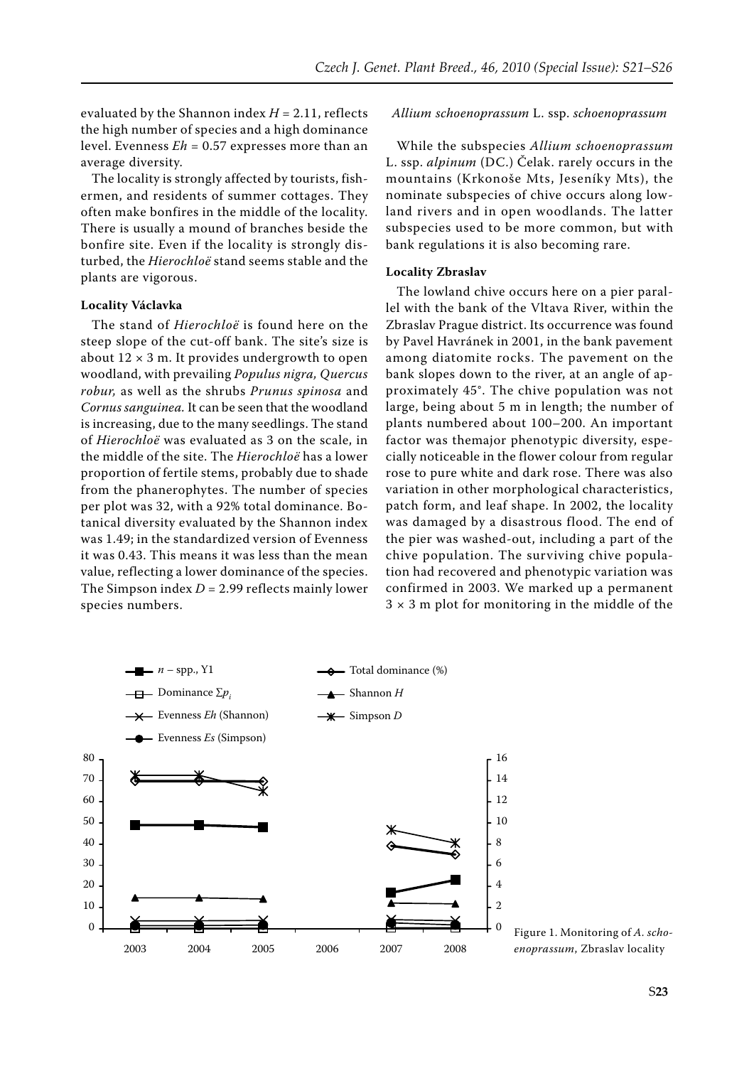evaluated by the Shannon index $H$ = 2.11, reflects the high number of species and a high dominance level. Evenness $Eh$ = 0.57 expresses more than an average diversity.

The locality is strongly affected by tourists, fishermen, and residents of summer cottages. They often make bonfires in the middle of the locality. There is usually a mound of branches beside the bonfire site. Even if the locality is strongly disturbed, the *Hierochloë* stand seems stable and the plants are vigorous.

#### Locality Václavka

The stand of *Hierochloë* is found here on the steep slope of the cut-off bank. The site's size is about 12 × 3 m. It provides undergrowth to open woodland, with prevailing *Populus nigra, Quercus robur,* as well as the shrubs *Prunus spinosa* and *Cornus sanguinea.* It can be seen that the woodland is increasing, due to the many seedlings. The stand of *Hierochloë* was evaluated as 3 on the scale, in the middle of the site. The *Hierochloë* has a lower proportion of fertile stems, probably due to shade from the phanerophytes. The number of species per plot was 32, with a 92% total dominance. Botanical diversity evaluated by the Shannon index was 1.49; in the standardized version of Evenness it was 0.43. This means it was less than the mean value, reflecting a lower dominance of the species. The Simpson index $D$ = 2.99 reflects mainly lower species numbers.

### *Allium schoenoprassum* L. ssp. *schoenoprassum*

While the subspecies *Allium schoenoprassum* L. ssp. *alpinum* (DC.) Čelak. rarely occurs in the mountains (Krkonoše Mts, Jeseníky Mts), the nominate subspecies of chive occurs along lowland rivers and in open woodlands. The latter subspecies used to be more common, but with bank regulations it is also becoming rare.

#### Locality Zbraslav

The lowland chive occurs here on a pier parallel with the bank of the Vltava River, within the Zbraslav Prague district. Its occurrence was found by Pavel Havránek in 2001, in the bank pavement among diatomite rocks. The pavement on the bank slopes down to the river, at an angle of approximately 45°. The chive population was not large, being about 5 m in length; the number of plants numbered about 100–200. An important factor was themajor phenotypic diversity, especially noticeable in the flower colour from regular rose to pure white and dark rose. There was also variation in other morphological characteristics, patch form, and leaf shape. In 2002, the locality was damaged by a disastrous flood. The end of the pier was washed-out, including a part of the chive population. The surviving chive population had recovered and phenotypic variation was confirmed in 2003. We marked up a permanent 3 × 3 m plot for monitoring in the middle of the

$n$ – spp., Y1
Total dominance (%)
Dominance $\Sigma p_i$
Shannon $H$
Evenness $Eh$ (Shannon)
Simpson $D$
Evenness $Es$ (Simpson)

0 10 20 30 40 50 60 70 80
0 2 4 6 8 10 12 14 16
2003 2004 2005 2006 2007 2008

Figure 1. Monitoring of *A. schoenoprassum*, Zbraslav locality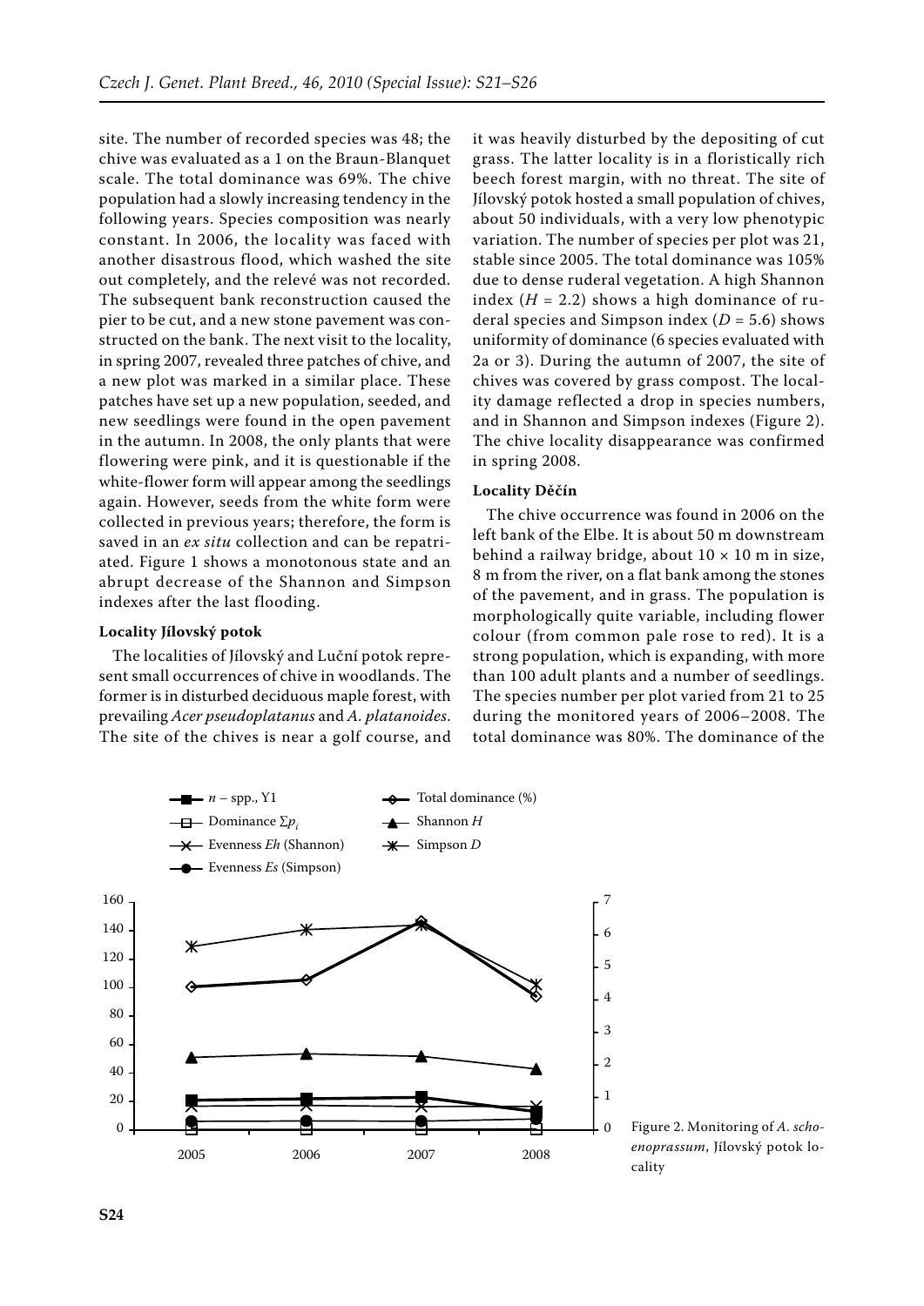site. The number of recorded species was 48; the chive was evaluated as a 1 on the Braun-Blanquet scale. The total dominance was 69%. The chive population had a slowly increasing tendency in the following years. Species composition was nearly constant. In 2006, the locality was faced with another disastrous flood, which washed the site out completely, and the relevé was not recorded. The subsequent bank reconstruction caused the pier to be cut, and a new stone pavement was constructed on the bank. The next visit to the locality, in spring 2007, revealed three patches of chive, and a new plot was marked in a similar place. These patches have set up a new population, seeded, and new seedlings were found in the open pavement in the autumn. In 2008, the only plants that were flowering were pink, and it is questionable if the white-flower form will appear among the seedlings again. However, seeds from the white form were collected in previous years; therefore, the form is saved in an *ex situ* collection and can be repatriated. Figure 1 shows a monotonous state and an abrupt decrease of the Shannon and Simpson indexes after the last flooding.

#### Locality Jílovský potok

The localities of Jílovský and Luční potok represent small occurrences of chive in woodlands. The former is in disturbed deciduous maple forest, with prevailing *Acer pseudoplatanus* and *A. platanoides*. The site of the chives is near a golf course, and it was heavily disturbed by the depositing of cut grass. The latter locality is in a floristically rich beech forest margin, with no threat. The site of Jílovský potok hosted a small population of chives, about 50 individuals, with a very low phenotypic variation. The number of species per plot was 21, stable since 2005. The total dominance was 105% due to dense ruderal vegetation. A high Shannon index ($H$ = 2.2) shows a high dominance of ruderal species and Simpson index ($D$ = 5.6) shows uniformity of dominance (6 species evaluated with 2a or 3). During the autumn of 2007, the site of chives was covered by grass compost. The locality damage reflected a drop in species numbers, and in Shannon and Simpson indexes (Figure 2). The chive locality disappearance was confirmed in spring 2008.

#### Locality Děčín

The chive occurrence was found in 2006 on the left bank of the Elbe. It is about 50 m downstream behind a railway bridge, about 10 × 10 m in size, 8 m from the river, on a flat bank among the stones of the pavement, and in grass. The population is morphologically quite variable, including flower colour (from common pale rose to red). It is a strong population, which is expanding, with more than 100 adult plants and a number of seedlings. The species number per plot varied from 21 to 25 during the monitored years of 2006–2008. The total dominance was 80%. The dominance of the

$n$ – spp., Y1
Total dominance (%)
Dominance $\Sigma p_i$
Shannon $H$
Evenness $Eh$ (Shannon)
Simpson $D$
Evenness $Es$ (Simpson)

160
140
120
100
80
60
40
20
0

7
6
5
4
3
2
1
0

2005
2006
2007
2008

Figure 2. Monitoring of *A. schoenoprassum*, Jílovský potok locality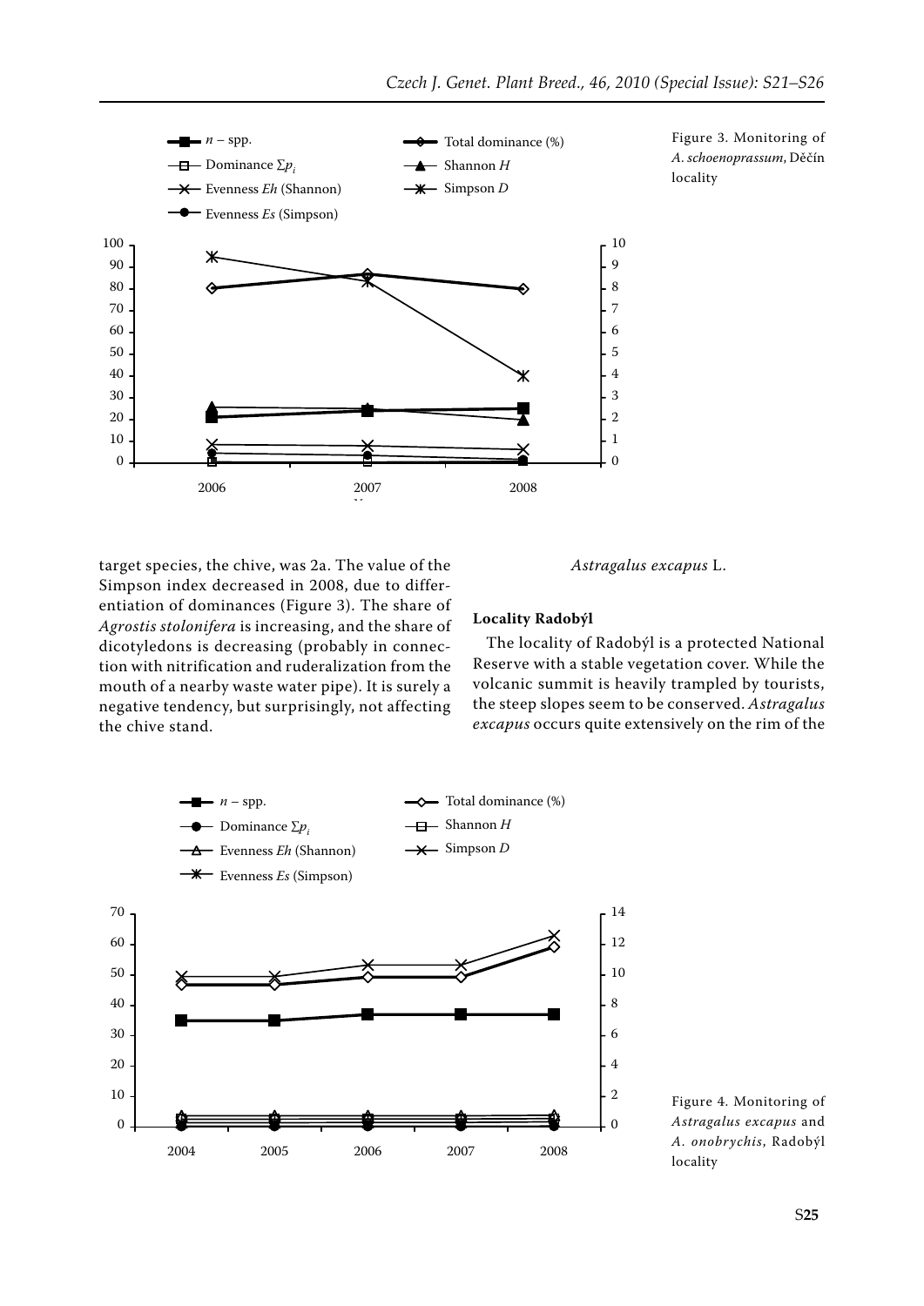$n$ – spp.

Total dominance (%)

Dominance $\Sigma p_i$

Shannon $H$

Evenness $Eh$ (Shannon)

Simpson $D$

Evenness $Es$ (Simpson)

100
90
80
70
60
50
40
30
20
10
0

10
9
8
7
6
5
4
3
2
1
0

2006
2007
2008

Figure 3. Monitoring of *A. schoenoprassum*, Děčín locality

target species, the chive, was 2a. The value of the Simpson index decreased in 2008, due to differentiation of dominances (Figure 3). The share of *Agrostis stolonifera* is increasing, and the share of dicotyledons is decreasing (probably in connection with nitrification and ruderalization from the mouth of a nearby waste water pipe). It is surely a negative tendency, but surprisingly, not affecting the chive stand.

*Astragalus excapus* L.

**Locality Radobýl**

The locality of Radobýl is a protected National Reserve with a stable vegetation cover. While the volcanic summit is heavily trampled by tourists, the steep slopes seem to be conserved. *Astragalus excapus* occurs quite extensively on the rim of the

$n$ – spp.

Total dominance (%)

Dominance $\Sigma p_i$

Shannon $H$

Evenness $Eh$ (Shannon)

Simpson $D$

Evenness $Es$ (Simpson)

70
60
50
40
30
20
10
0

14
12
10
8
6
4
2
0

2004
2005
2006
2007
2008

Figure 4. Monitoring of *Astragalus excapus* and *A. onobrychis*, Radobýl locality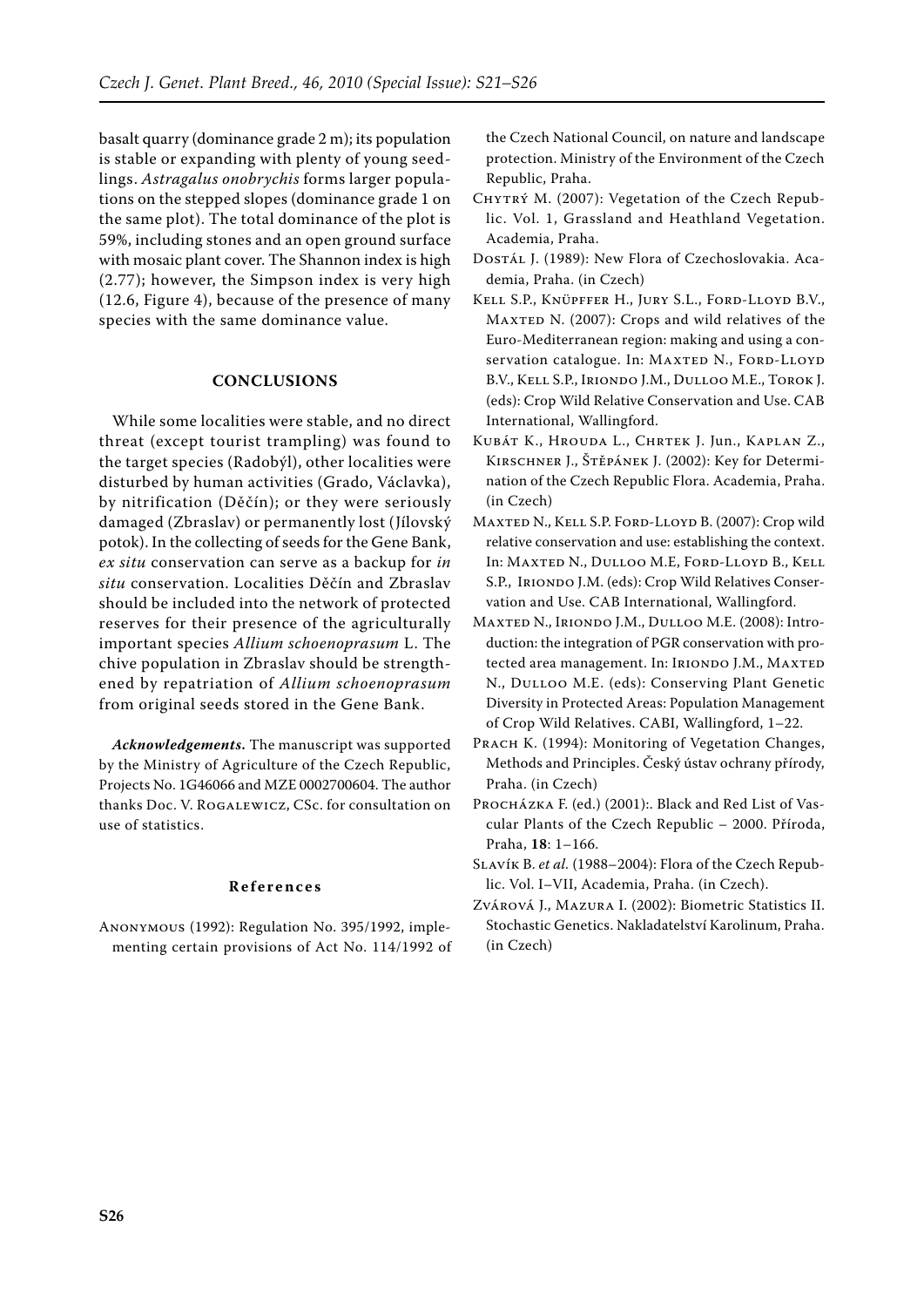basalt quarry (dominance grade 2 m); its population is stable or expanding with plenty of young seedlings. *Astragalus onobrychis* forms larger populations on the stepped slopes (dominance grade 1 on the same plot). The total dominance of the plot is 59%, including stones and an open ground surface with mosaic plant cover. The Shannon index is high (2.77); however, the Simpson index is very high (12.6, Figure 4), because of the presence of many species with the same dominance value.

## CONCLUSIONS

While some localities were stable, and no direct threat (except tourist trampling) was found to the target species (Radobýl), other localities were disturbed by human activities (Grado, Václavka), by nitrification (Děčín); or they were seriously damaged (Zbraslav) or permanently lost (Jílovský potok). In the collecting of seeds for the Gene Bank, *ex situ* conservation can serve as a backup for *in situ* conservation. Localities Děčín and Zbraslav should be included into the network of protected reserves for their presence of the agriculturally important species *Allium schoenoprasum* L. The chive population in Zbraslav should be strengthened by repatriation of *Allium schoenoprasum* from original seeds stored in the Gene Bank.

***Acknowledgements.*** The manuscript was supported by the Ministry of Agriculture of the Czech Republic, Projects No. 1G46066 and MZE 0002700604. The author thanks Doc. V. Rogalewicz, CSc. for consultation on use of statistics.

## References

Anonymous (1992): Regulation No. 395/1992, implementing certain provisions of Act No. 114/1992 of the Czech National Council, on nature and landscape protection. Ministry of the Environment of the Czech Republic, Praha.

Chytrý M. (2007): Vegetation of the Czech Republic. Vol. 1, Grassland and Heathland Vegetation. Academia, Praha.

Dostál J. (1989): New Flora of Czechoslovakia. Academia, Praha. (in Czech)

Kell S.P., Knüpffer H., Jury S.L., Ford-Lloyd B.V., Maxted N. (2007): Crops and wild relatives of the Euro-Mediterranean region: making and using a conservation catalogue. In: Maxted N., Ford-Lloyd B.V., Kell S.P., Iriondo J.M., Dulloo M.E., Torok J. (eds): Crop Wild Relative Conservation and Use. CAB International, Wallingford.

Kubát K., Hrouda L., Chrtek J. Jun., Kaplan Z., Kirschner J., Štěpánek J. (2002): Key for Determination of the Czech Republic Flora. Academia, Praha. (in Czech)

Maxted N., Kell S.P. Ford-Lloyd B. (2007): Crop wild relative conservation and use: establishing the context. In: Maxted N., Dulloo M.E, Ford-Lloyd B., Kell S.P., Iriondo J.M. (eds): Crop Wild Relatives Conservation and Use. CAB International, Wallingford.

Maxted N., Iriondo J.M., Dulloo M.E. (2008): Introduction: the integration of PGR conservation with protected area management. In: Iriondo J.M., Maxted N., Dulloo M.E. (eds): Conserving Plant Genetic Diversity in Protected Areas: Population Management of Crop Wild Relatives. CABI, Wallingford, 1–22.

Prach K. (1994): Monitoring of Vegetation Changes, Methods and Principles. Český ústav ochrany přírody, Praha. (in Czech)

Procházka F. (ed.) (2001):. Black and Red List of Vascular Plants of the Czech Republic – 2000. Příroda, Praha, **18**: 1–166.

Slavík B. *et al.* (1988–2004): Flora of the Czech Republic. Vol. I–VII, Academia, Praha. (in Czech).

Zvárová J., Mazura I. (2002): Biometric Statistics II. Stochastic Genetics. Nakladatelství Karolinum, Praha. (in Czech)